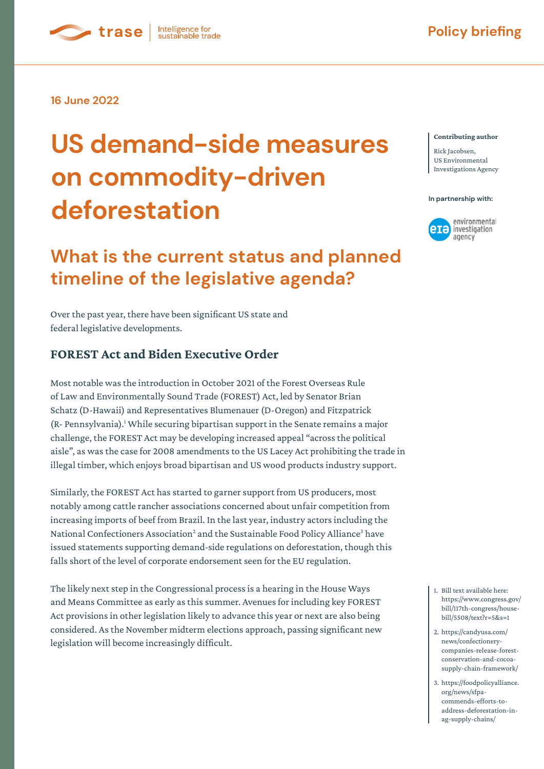Policy briefing

16 June 2022

# US demand-side measures on commodity-driven deforestation

## What is the current status and planned timeline of the legislative agenda?

**Contributing author**

Rick Jacobsen, US Environmental Investigations Agency

**In partnership with:** environmental investigation agency

Over the past year, there have been significant US state and federal legislative developments.

### FOREST Act and Biden Executive Order

Most notable was the introduction in October 2021 of the Forest Overseas Rule of Law and Environmentally Sound Trade (FOREST) Act, led by Senator Brian Schatz (D-Hawaii) and Representatives Blumenauer (D-Oregon) and Fitzpatrick (R- Pennsylvania).[1] While securing bipartisan support in the Senate remains a major challenge, the FOREST Act may be developing increased appeal "across the political aisle", as was the case for 2008 amendments to the US Lacey Act prohibiting the trade in illegal timber, which enjoys broad bipartisan and US wood products industry support.

Similarly, the FOREST Act has started to garner support from US producers, most notably among cattle rancher associations concerned about unfair competition from increasing imports of beef from Brazil. In the last year, industry actors including the National Confectioners Association[2] and the Sustainable Food Policy Alliance[3] have issued statements supporting demand-side regulations on deforestation, though this falls short of the level of corporate endorsement seen for the EU regulation.

The likely next step in the Congressional process is a hearing in the House Ways and Means Committee as early as this summer. Avenues for including key FOREST Act provisions in other legislation likely to advance this year or next are also being considered. As the November midterm elections approach, passing significant new legislation will become increasingly difficult.

1. Bill text available here: https://www.congress.gov/bill/117th-congress/house-bill/5508/text?r=5&s=1
2. https://candyusa.com/news/confectionery-companies-release-forest-conservation-and-cocoa-supply-chain-framework/
3. https://foodpolicyalliance.org/news/sfpa-commends-efforts-to-address-deforestation-in-ag-supply-chains/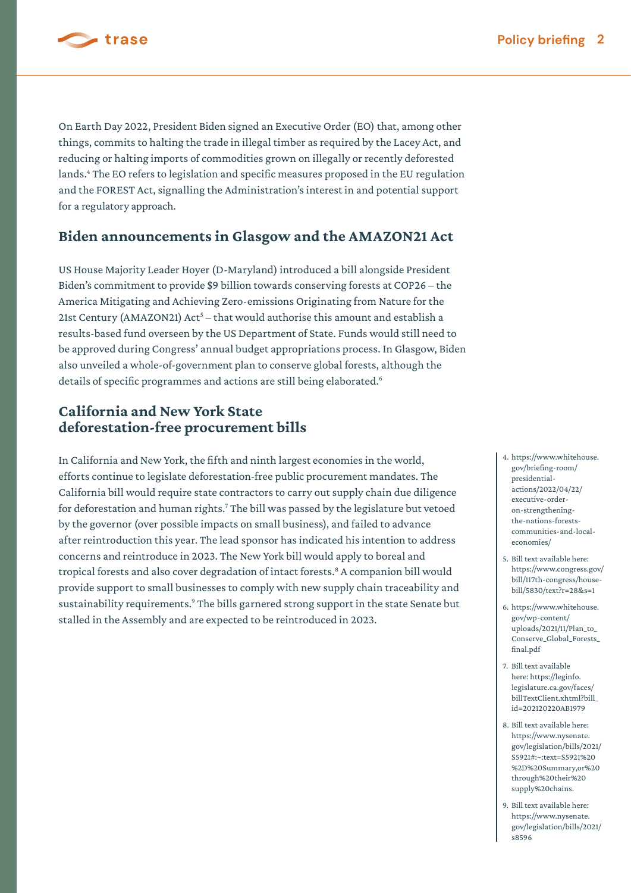On Earth Day 2022, President Biden signed an Executive Order (EO) that, among other things, commits to halting the trade in illegal timber as required by the Lacey Act, and reducing or halting imports of commodities grown on illegally or recently deforested lands.[4] The EO refers to legislation and specific measures proposed in the EU regulation and the FOREST Act, signalling the Administration's interest in and potential support for a regulatory approach.

## Biden announcements in Glasgow and the AMAZON21 Act

US House Majority Leader Hoyer (D-Maryland) introduced a bill alongside President Biden's commitment to provide $9 billion towards conserving forests at COP26 – the America Mitigating and Achieving Zero-emissions Originating from Nature for the 21st Century (AMAZON21) Act[5] – that would authorise this amount and establish a results-based fund overseen by the US Department of State. Funds would still need to be approved during Congress' annual budget appropriations process. In Glasgow, Biden also unveiled a whole-of-government plan to conserve global forests, although the details of specific programmes and actions are still being elaborated.[6]

## California and New York State deforestation-free procurement bills

In California and New York, the fifth and ninth largest economies in the world, efforts continue to legislate deforestation-free public procurement mandates. The California bill would require state contractors to carry out supply chain due diligence for deforestation and human rights.[7] The bill was passed by the legislature but vetoed by the governor (over possible impacts on small business), and failed to advance after reintroduction this year. The lead sponsor has indicated his intention to address concerns and reintroduce in 2023. The New York bill would apply to boreal and tropical forests and also cover degradation of intact forests.[8] A companion bill would provide support to small businesses to comply with new supply chain traceability and sustainability requirements.[9] The bills garnered strong support in the state Senate but stalled in the Assembly and are expected to be reintroduced in 2023.

4. https://www.whitehouse.gov/briefing-room/presidential-actions/2022/04/22/executive-order-on-strengthening-the-nations-forests-communities-and-local-economies/
5. Bill text available here: https://www.congress.gov/bill/117th-congress/house-bill/5830/text?r=28&s=1
6. https://www.whitehouse.gov/wp-content/uploads/2021/11/Plan_to_Conserve_Global_Forests_final.pdf
7. Bill text available here: https://leginfo.legislature.ca.gov/faces/billTextClient.xhtml?bill_id=202120220AB1979
8. Bill text available here: https://www.nysenate.gov/legislation/bills/2021/S5921#:~:text=S5921%20%2D%20Summary,or%20through%20their%20supply%20chains.
9. Bill text available here: https://www.nysenate.gov/legislation/bills/2021/s8596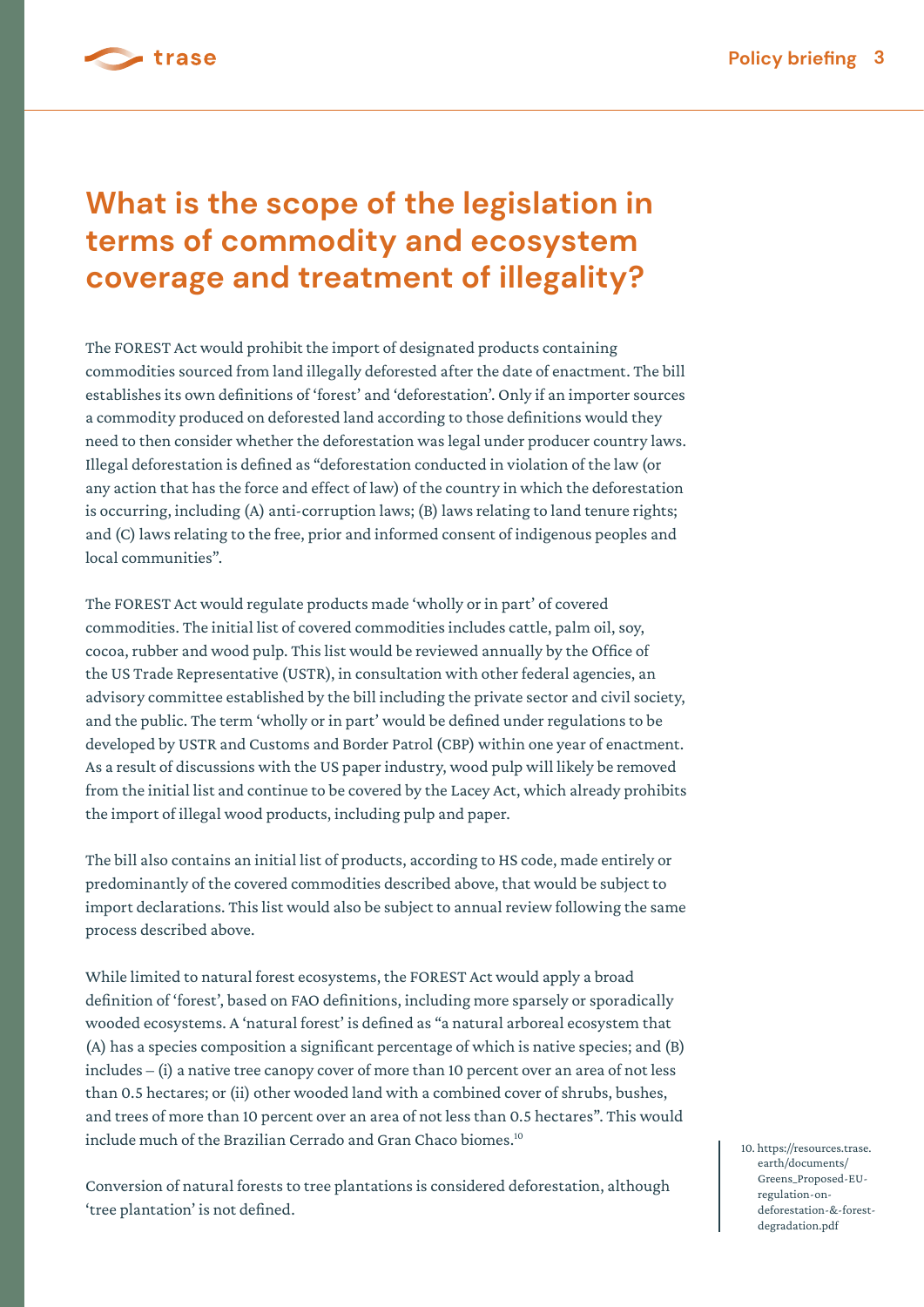## What is the scope of the legislation in terms of commodity and ecosystem coverage and treatment of illegality?

The FOREST Act would prohibit the import of designated products containing commodities sourced from land illegally deforested after the date of enactment. The bill establishes its own definitions of 'forest' and 'deforestation'. Only if an importer sources a commodity produced on deforested land according to those definitions would they need to then consider whether the deforestation was legal under producer country laws. Illegal deforestation is defined as "deforestation conducted in violation of the law (or any action that has the force and effect of law) of the country in which the deforestation is occurring, including (A) anti-corruption laws; (B) laws relating to land tenure rights; and (C) laws relating to the free, prior and informed consent of indigenous peoples and local communities".

The FOREST Act would regulate products made 'wholly or in part' of covered commodities. The initial list of covered commodities includes cattle, palm oil, soy, cocoa, rubber and wood pulp. This list would be reviewed annually by the Office of the US Trade Representative (USTR), in consultation with other federal agencies, an advisory committee established by the bill including the private sector and civil society, and the public. The term 'wholly or in part' would be defined under regulations to be developed by USTR and Customs and Border Patrol (CBP) within one year of enactment. As a result of discussions with the US paper industry, wood pulp will likely be removed from the initial list and continue to be covered by the Lacey Act, which already prohibits the import of illegal wood products, including pulp and paper.

The bill also contains an initial list of products, according to HS code, made entirely or predominantly of the covered commodities described above, that would be subject to import declarations. This list would also be subject to annual review following the same process described above.

While limited to natural forest ecosystems, the FOREST Act would apply a broad definition of 'forest', based on FAO definitions, including more sparsely or sporadically wooded ecosystems. A 'natural forest' is defined as "a natural arboreal ecosystem that (A) has a species composition a significant percentage of which is native species; and (B) includes – (i) a native tree canopy cover of more than 10 percent over an area of not less than 0.5 hectares; or (ii) other wooded land with a combined cover of shrubs, bushes, and trees of more than 10 percent over an area of not less than 0.5 hectares". This would include much of the Brazilian Cerrado and Gran Chaco biomes.[10]

Conversion of natural forests to tree plantations is considered deforestation, although 'tree plantation' is not defined.

10. https://resources.trase.earth/documents/Greens_Proposed-EU-regulation-on-deforestation-&-forest-degradation.pdf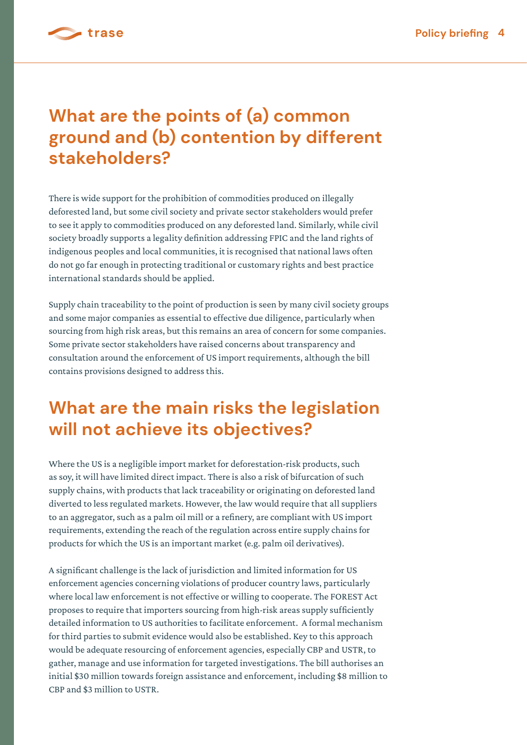## What are the points of (a) common ground and (b) contention by different stakeholders?

There is wide support for the prohibition of commodities produced on illegally deforested land, but some civil society and private sector stakeholders would prefer to see it apply to commodities produced on any deforested land. Similarly, while civil society broadly supports a legality definition addressing FPIC and the land rights of indigenous peoples and local communities, it is recognised that national laws often do not go far enough in protecting traditional or customary rights and best practice international standards should be applied.

Supply chain traceability to the point of production is seen by many civil society groups and some major companies as essential to effective due diligence, particularly when sourcing from high risk areas, but this remains an area of concern for some companies. Some private sector stakeholders have raised concerns about transparency and consultation around the enforcement of US import requirements, although the bill contains provisions designed to address this.

## What are the main risks the legislation will not achieve its objectives?

Where the US is a negligible import market for deforestation-risk products, such as soy, it will have limited direct impact. There is also a risk of bifurcation of such supply chains, with products that lack traceability or originating on deforested land diverted to less regulated markets. However, the law would require that all suppliers to an aggregator, such as a palm oil mill or a refinery, are compliant with US import requirements, extending the reach of the regulation across entire supply chains for products for which the US is an important market (e.g. palm oil derivatives).

A significant challenge is the lack of jurisdiction and limited information for US enforcement agencies concerning violations of producer country laws, particularly where local law enforcement is not effective or willing to cooperate. The FOREST Act proposes to require that importers sourcing from high-risk areas supply sufficiently detailed information to US authorities to facilitate enforcement. A formal mechanism for third parties to submit evidence would also be established. Key to this approach would be adequate resourcing of enforcement agencies, especially CBP and USTR, to gather, manage and use information for targeted investigations. The bill authorises an initial $30 million towards foreign assistance and enforcement, including $8 million to CBP and $3 million to USTR.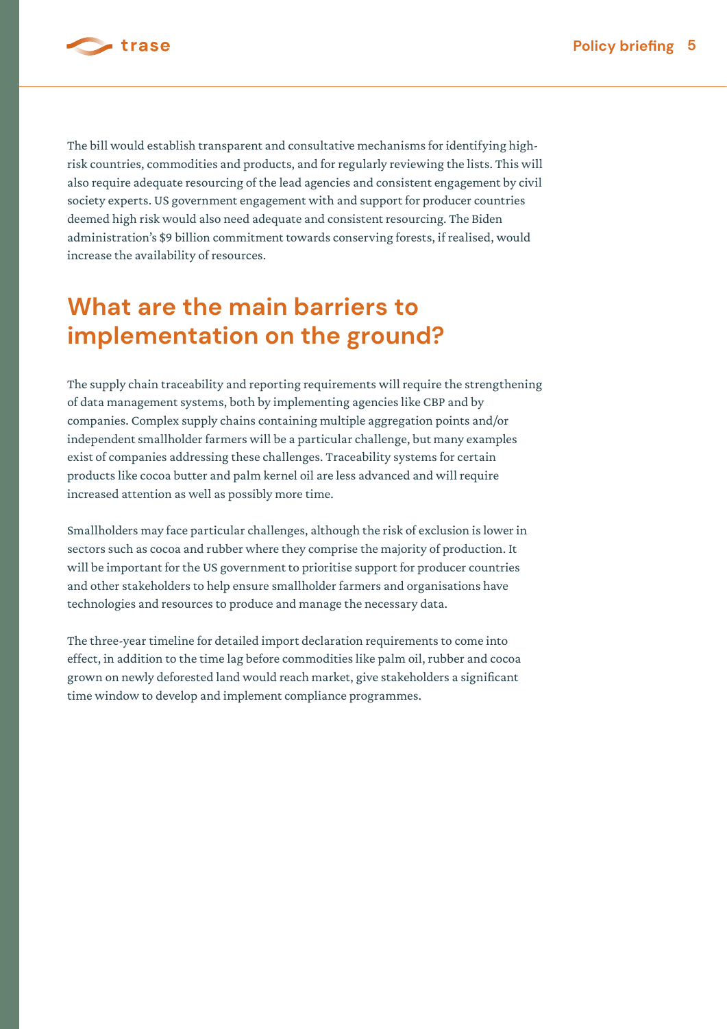The bill would establish transparent and consultative mechanisms for identifying high-risk countries, commodities and products, and for regularly reviewing the lists. This will also require adequate resourcing of the lead agencies and consistent engagement by civil society experts. US government engagement with and support for producer countries deemed high risk would also need adequate and consistent resourcing. The Biden administration's $9 billion commitment towards conserving forests, if realised, would increase the availability of resources.

## What are the main barriers to implementation on the ground?

The supply chain traceability and reporting requirements will require the strengthening of data management systems, both by implementing agencies like CBP and by companies. Complex supply chains containing multiple aggregation points and/or independent smallholder farmers will be a particular challenge, but many examples exist of companies addressing these challenges. Traceability systems for certain products like cocoa butter and palm kernel oil are less advanced and will require increased attention as well as possibly more time.

Smallholders may face particular challenges, although the risk of exclusion is lower in sectors such as cocoa and rubber where they comprise the majority of production. It will be important for the US government to prioritise support for producer countries and other stakeholders to help ensure smallholder farmers and organisations have technologies and resources to produce and manage the necessary data.

The three-year timeline for detailed import declaration requirements to come into effect, in addition to the time lag before commodities like palm oil, rubber and cocoa grown on newly deforested land would reach market, give stakeholders a significant time window to develop and implement compliance programmes.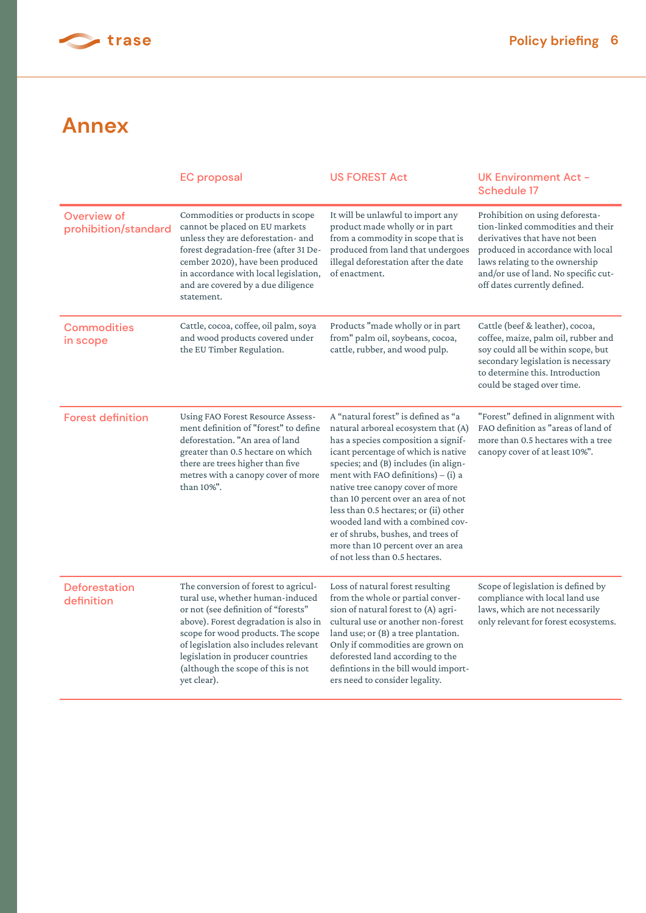# Annex

| | EC proposal | US FOREST Act | UK Environment Act – Schedule 17 |
|---|---|---|---|
| Overview of prohibition/standard | Commodities or products in scope cannot be placed on EU markets unless they are deforestation- and forest degradation-free (after 31 December 2020), have been produced in accordance with local legislation, and are covered by a due diligence statement. | It will be unlawful to import any product made wholly or in part from a commodity in scope that is produced from land that undergoes illegal deforestation after the date of enactment. | Prohibition on using deforestation-linked commodities and their derivatives that have not been produced in accordance with local laws relating to the ownership and/or use of land. No specific cut-off dates currently defined. |
| Commodities in scope | Cattle, cocoa, coffee, oil palm, soya and wood products covered under the EU Timber Regulation. | Products "made wholly or in part from" palm oil, soybeans, cocoa, cattle, rubber, and wood pulp. | Cattle (beef & leather), cocoa, coffee, maize, palm oil, rubber and soy could all be within scope, but secondary legislation is necessary to determine this. Introduction could be staged over time. |
| Forest definition | Using FAO Forest Resource Assessment definition of "forest" to define deforestation. "An area of land greater than 0.5 hectare on which there are trees higher than five metres with a canopy cover of more than 10%". | A "natural forest" is defined as "a natural arboreal ecosystem that (A) has a species composition a significant percentage of which is native species; and (B) includes (in alignment with FAO definitions) – (i) a native tree canopy cover of more than 10 percent over an area of not less than 0.5 hectares; or (ii) other wooded land with a combined cover of shrubs, bushes, and trees of more than 10 percent over an area of not less than 0.5 hectares. | "Forest" defined in alignment with FAO definition as "areas of land of more than 0.5 hectares with a tree canopy cover of at least 10%". |
| Deforestation definition | The conversion of forest to agricultural use, whether human-induced or not (see definition of "forests" above). Forest degradation is also in scope for wood products. The scope of legislation also includes relevant legislation in producer countries (although the scope of this is not yet clear). | Loss of natural forest resulting from the whole or partial conversion of natural forest to (A) agricultural use or another non-forest land use; or (B) a tree plantation. Only if commodities are grown on deforested land according to the defintions in the bill would importers need to consider legality. | Scope of legislation is defined by compliance with local land use laws, which are not necessarily only relevant for forest ecosystems. |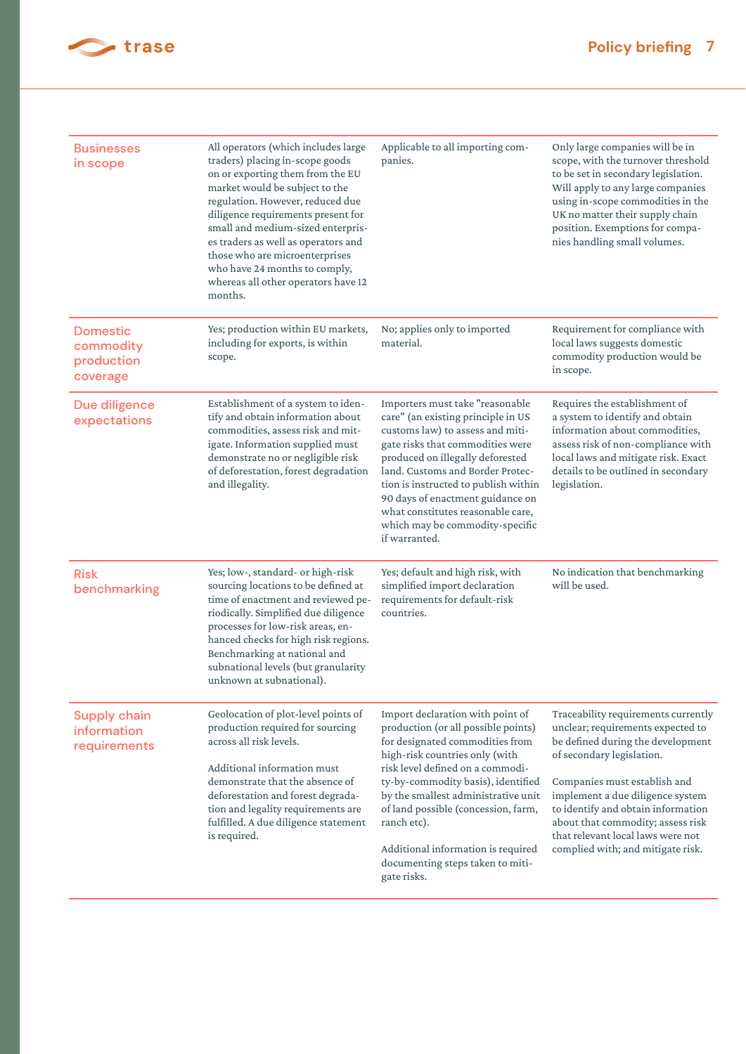| | | | |
|---|---|---|---|
| Businesses in scope | All operators (which includes large traders) placing in-scope goods on or exporting them from the EU market would be subject to the regulation. However, reduced due diligence requirements present for small and medium-sized enterprises traders as well as operators and those who are microenterprises who have 24 months to comply, whereas all other operators have 12 months. | Applicable to all importing companies. | Only large companies will be in scope, with the turnover threshold to be set in secondary legislation. Will apply to any large companies using in-scope commodities in the UK no matter their supply chain position. Exemptions for companies handling small volumes. |
| Domestic commodity production coverage | Yes; production within EU markets, including for exports, is within scope. | No; applies only to imported material. | Requirement for compliance with local laws suggests domestic commodity production would be in scope. |
| Due diligence expectations | Establishment of a system to identify and obtain information about commodities, assess risk and mitigate. Information supplied must demonstrate no or negligible risk of deforestation, forest degradation and illegality. | Importers must take "reasonable care" (an existing principle in US customs law) to assess and mitigate risks that commodities were produced on illegally deforested land. Customs and Border Protection is instructed to publish within 90 days of enactment guidance on what constitutes reasonable care, which may be commodity-specific if warranted. | Requires the establishment of a system to identify and obtain information about commodities, assess risk of non-compliance with local laws and mitigate risk. Exact details to be outlined in secondary legislation. |
| Risk benchmarking | Yes; low-, standard- or high-risk sourcing locations to be defined at time of enactment and reviewed periodically. Simplified due diligence processes for low-risk areas, enhanced checks for high risk regions. Benchmarking at national and subnational levels (but granularity unknown at subnational). | Yes; default and high risk, with simplified import declaration requirements for default-risk countries. | No indication that benchmarking will be used. |
| Supply chain information requirements | Geolocation of plot-level points of production required for sourcing across all risk levels.<br><br>Additional information must demonstrate that the absence of deforestation and forest degradation and legality requirements are fulfilled. A due diligence statement is required. | Import declaration with point of production (or all possible points) for designated commodities from high-risk countries only (with risk level defined on a commodity-by-commodity basis), identified by the smallest administrative unit of land possible (concession, farm, ranch etc).<br><br>Additional information is required documenting steps taken to mitigate risks. | Traceability requirements currently unclear; requirements expected to be defined during the development of secondary legislation.<br><br>Companies must establish and implement a due diligence system to identify and obtain information about that commodity; assess risk that relevant local laws were not complied with; and mitigate risk. |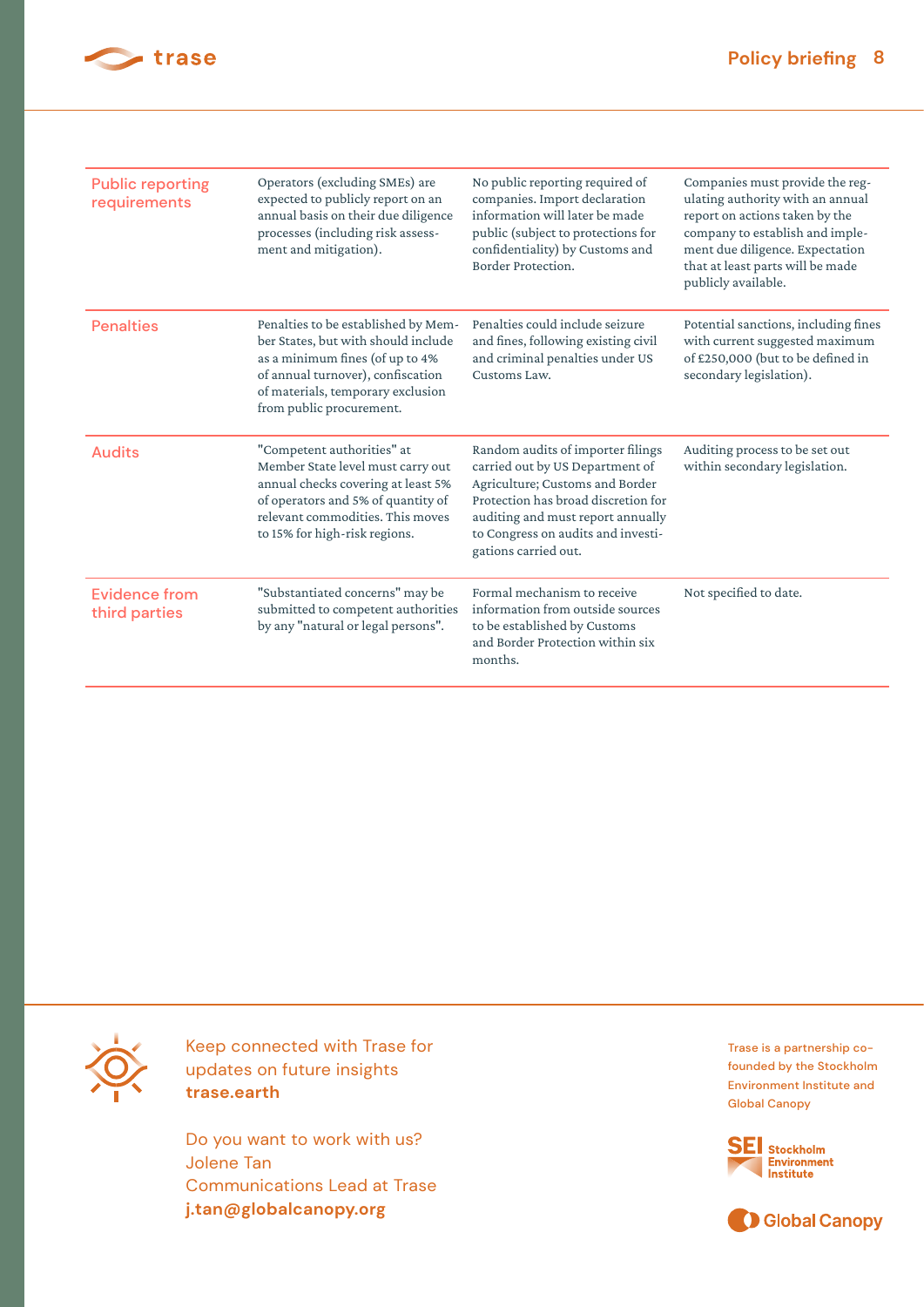| | | | |
|---|---|---|---|
| Public reporting requirements | Operators (excluding SMEs) are expected to publicly report on an annual basis on their due diligence processes (including risk assessment and mitigation). | No public reporting required of companies. Import declaration information will later be made public (subject to protections for confidentiality) by Customs and Border Protection. | Companies must provide the regulating authority with an annual report on actions taken by the company to establish and implement due diligence. Expectation that at least parts will be made publicly available. |
| Penalties | Penalties to be established by Member States, but with should include as a minimum fines (of up to 4% of annual turnover), confiscation of materials, temporary exclusion from public procurement. | Penalties could include seizure and fines, following existing civil and criminal penalties under US Customs Law. | Potential sanctions, including fines with current suggested maximum of £250,000 (but to be defined in secondary legislation). |
| Audits | "Competent authorities" at Member State level must carry out annual checks covering at least 5% of operators and 5% of quantity of relevant commodities. This moves to 15% for high-risk regions. | Random audits of importer filings carried out by US Department of Agriculture; Customs and Border Protection has broad discretion for auditing and must report annually to Congress on audits and investigations carried out. | Auditing process to be set out within secondary legislation. |
| Evidence from third parties | "Substantiated concerns" may be submitted to competent authorities by any "natural or legal persons". | Formal mechanism to receive information from outside sources to be established by Customs and Border Protection within six months. | Not specified to date. |

Keep connected with Trase for updates on future insights
**trase.earth**

Do you want to work with us?
Jolene Tan
Communications Lead at Trase
**j.tan@globalcanopy.org**

Trase is a partnership co-founded by the Stockholm Environment Institute and Global Canopy

SEI Stockholm Environment Institute

Global Canopy